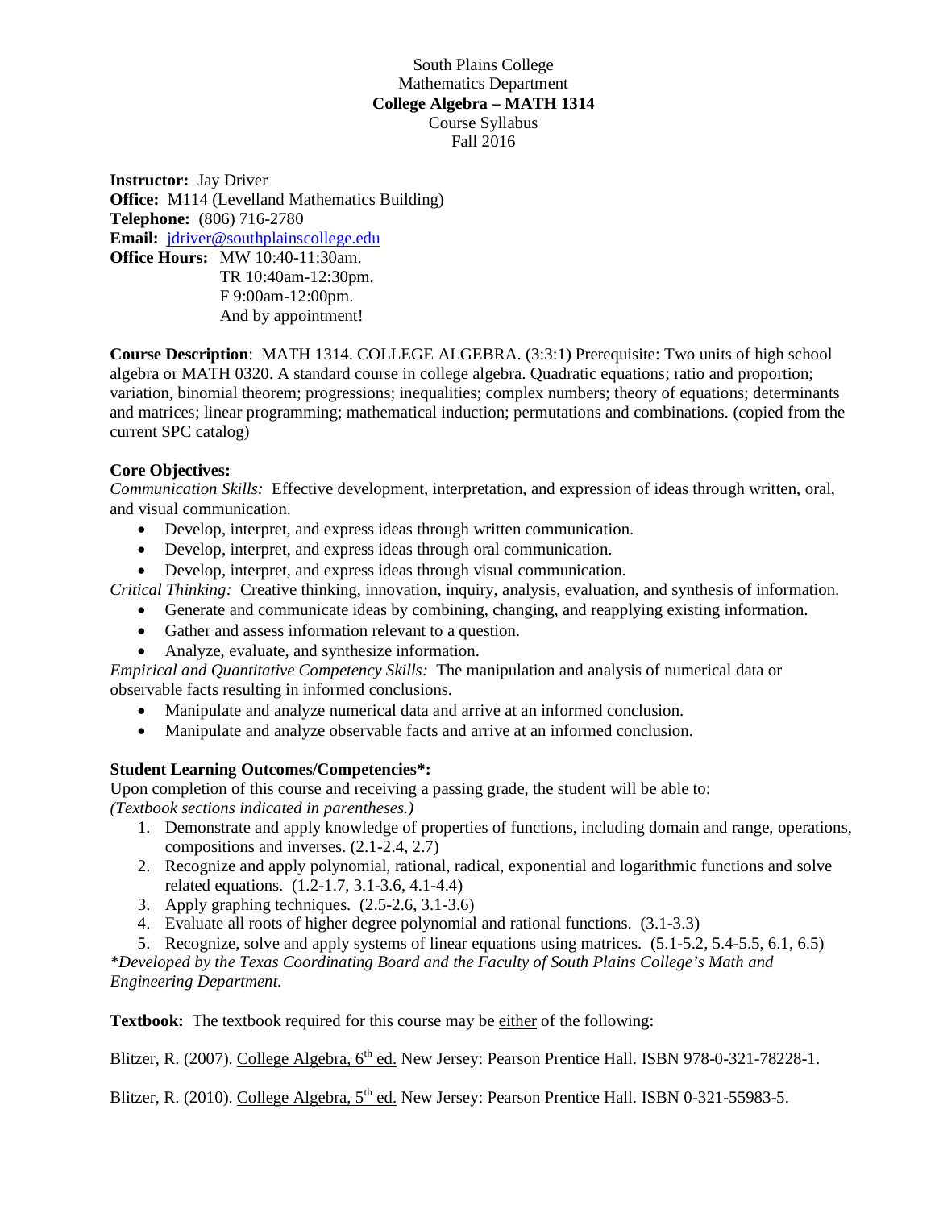South Plains College
Mathematics Department
**College Algebra – MATH 1314**
Course Syllabus
Fall 2016

**Instructor:** Jay Driver
**Office:** M114 (Levelland Mathematics Building)
**Telephone:** (806) 716-2780
**Email:** jdriver@southplainscollege.edu
**Office Hours:** MW 10:40-11:30am.
TR 10:40am-12:30pm.
F 9:00am-12:00pm.
And by appointment!

**Course Description**: MATH 1314. COLLEGE ALGEBRA. (3:3:1) Prerequisite: Two units of high school algebra or MATH 0320. A standard course in college algebra. Quadratic equations; ratio and proportion; variation, binomial theorem; progressions; inequalities; complex numbers; theory of equations; determinants and matrices; linear programming; mathematical induction; permutations and combinations. (copied from the current SPC catalog)

**Core Objectives:**

*Communication Skills:* Effective development, interpretation, and expression of ideas through written, oral, and visual communication.

- Develop, interpret, and express ideas through written communication.
- Develop, interpret, and express ideas through oral communication.
- Develop, interpret, and express ideas through visual communication.

*Critical Thinking:* Creative thinking, innovation, inquiry, analysis, evaluation, and synthesis of information.

- Generate and communicate ideas by combining, changing, and reapplying existing information.
- Gather and assess information relevant to a question.
- Analyze, evaluate, and synthesize information.

*Empirical and Quantitative Competency Skills:* The manipulation and analysis of numerical data or observable facts resulting in informed conclusions.

- Manipulate and analyze numerical data and arrive at an informed conclusion.
- Manipulate and analyze observable facts and arrive at an informed conclusion.

**Student Learning Outcomes/Competencies*:**

Upon completion of this course and receiving a passing grade, the student will be able to:
*(Textbook sections indicated in parentheses.)*

1. Demonstrate and apply knowledge of properties of functions, including domain and range, operations, compositions and inverses. (2.1-2.4, 2.7)
2. Recognize and apply polynomial, rational, radical, exponential and logarithmic functions and solve related equations. (1.2-1.7, 3.1-3.6, 4.1-4.4)
3. Apply graphing techniques. (2.5-2.6, 3.1-3.6)
4. Evaluate all roots of higher degree polynomial and rational functions. (3.1-3.3)
5. Recognize, solve and apply systems of linear equations using matrices. (5.1-5.2, 5.4-5.5, 6.1, 6.5)

*\*Developed by the Texas Coordinating Board and the Faculty of South Plains College's Math and Engineering Department.*

**Textbook:** The textbook required for this course may be either of the following:

Blitzer, R. (2007). College Algebra, 6th ed. New Jersey: Pearson Prentice Hall. ISBN 978-0-321-78228-1.

Blitzer, R. (2010). College Algebra, 5th ed. New Jersey: Pearson Prentice Hall. ISBN 0-321-55983-5.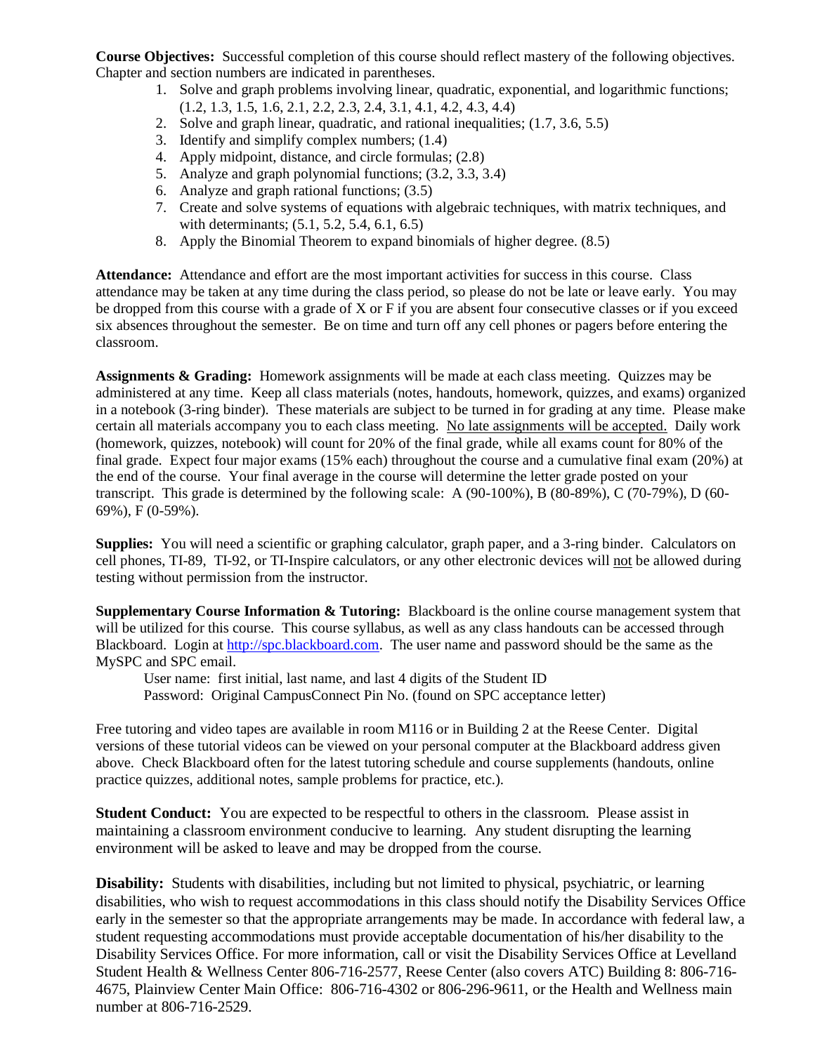**Course Objectives:** Successful completion of this course should reflect mastery of the following objectives. Chapter and section numbers are indicated in parentheses.

1. Solve and graph problems involving linear, quadratic, exponential, and logarithmic functions; (1.2, 1.3, 1.5, 1.6, 2.1, 2.2, 2.3, 2.4, 3.1, 4.1, 4.2, 4.3, 4.4)
2. Solve and graph linear, quadratic, and rational inequalities; (1.7, 3.6, 5.5)
3. Identify and simplify complex numbers; (1.4)
4. Apply midpoint, distance, and circle formulas; (2.8)
5. Analyze and graph polynomial functions; (3.2, 3.3, 3.4)
6. Analyze and graph rational functions; (3.5)
7. Create and solve systems of equations with algebraic techniques, with matrix techniques, and with determinants; (5.1, 5.2, 5.4, 6.1, 6.5)
8. Apply the Binomial Theorem to expand binomials of higher degree. (8.5)

**Attendance:** Attendance and effort are the most important activities for success in this course. Class attendance may be taken at any time during the class period, so please do not be late or leave early. You may be dropped from this course with a grade of X or F if you are absent four consecutive classes or if you exceed six absences throughout the semester. Be on time and turn off any cell phones or pagers before entering the classroom.

**Assignments & Grading:** Homework assignments will be made at each class meeting. Quizzes may be administered at any time. Keep all class materials (notes, handouts, homework, quizzes, and exams) organized in a notebook (3-ring binder). These materials are subject to be turned in for grading at any time. Please make certain all materials accompany you to each class meeting. <u>No late assignments will be accepted.</u> Daily work (homework, quizzes, notebook) will count for 20% of the final grade, while all exams count for 80% of the final grade. Expect four major exams (15% each) throughout the course and a cumulative final exam (20%) at the end of the course. Your final average in the course will determine the letter grade posted on your transcript. This grade is determined by the following scale: A (90-100%), B (80-89%), C (70-79%), D (60-69%), F (0-59%).

**Supplies:** You will need a scientific or graphing calculator, graph paper, and a 3-ring binder. Calculators on cell phones, TI-89, TI-92, or TI-Inspire calculators, or any other electronic devices will <u>not</u> be allowed during testing without permission from the instructor.

**Supplementary Course Information & Tutoring:** Blackboard is the online course management system that will be utilized for this course. This course syllabus, as well as any class handouts can be accessed through Blackboard. Login at http://spc.blackboard.com. The user name and password should be the same as the MySPC and SPC email.

User name: first initial, last name, and last 4 digits of the Student ID
Password: Original CampusConnect Pin No. (found on SPC acceptance letter)

Free tutoring and video tapes are available in room M116 or in Building 2 at the Reese Center. Digital versions of these tutorial videos can be viewed on your personal computer at the Blackboard address given above. Check Blackboard often for the latest tutoring schedule and course supplements (handouts, online practice quizzes, additional notes, sample problems for practice, etc.).

**Student Conduct:** You are expected to be respectful to others in the classroom. Please assist in maintaining a classroom environment conducive to learning. Any student disrupting the learning environment will be asked to leave and may be dropped from the course.

**Disability:** Students with disabilities, including but not limited to physical, psychiatric, or learning disabilities, who wish to request accommodations in this class should notify the Disability Services Office early in the semester so that the appropriate arrangements may be made. In accordance with federal law, a student requesting accommodations must provide acceptable documentation of his/her disability to the Disability Services Office. For more information, call or visit the Disability Services Office at Levelland Student Health & Wellness Center 806-716-2577, Reese Center (also covers ATC) Building 8: 806-716-4675, Plainview Center Main Office: 806-716-4302 or 806-296-9611, or the Health and Wellness main number at 806-716-2529.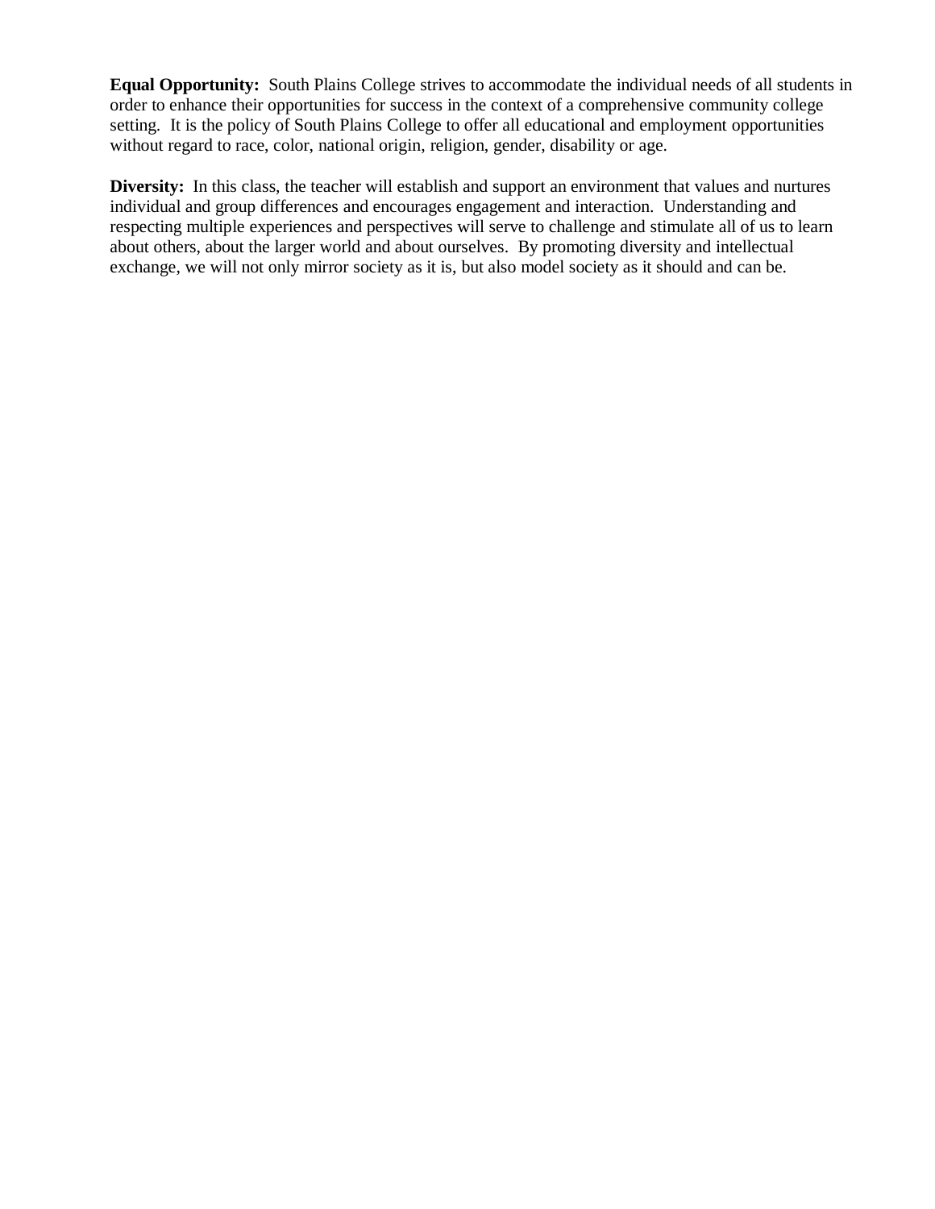**Equal Opportunity:** South Plains College strives to accommodate the individual needs of all students in order to enhance their opportunities for success in the context of a comprehensive community college setting. It is the policy of South Plains College to offer all educational and employment opportunities without regard to race, color, national origin, religion, gender, disability or age.

**Diversity:** In this class, the teacher will establish and support an environment that values and nurtures individual and group differences and encourages engagement and interaction. Understanding and respecting multiple experiences and perspectives will serve to challenge and stimulate all of us to learn about others, about the larger world and about ourselves. By promoting diversity and intellectual exchange, we will not only mirror society as it is, but also model society as it should and can be.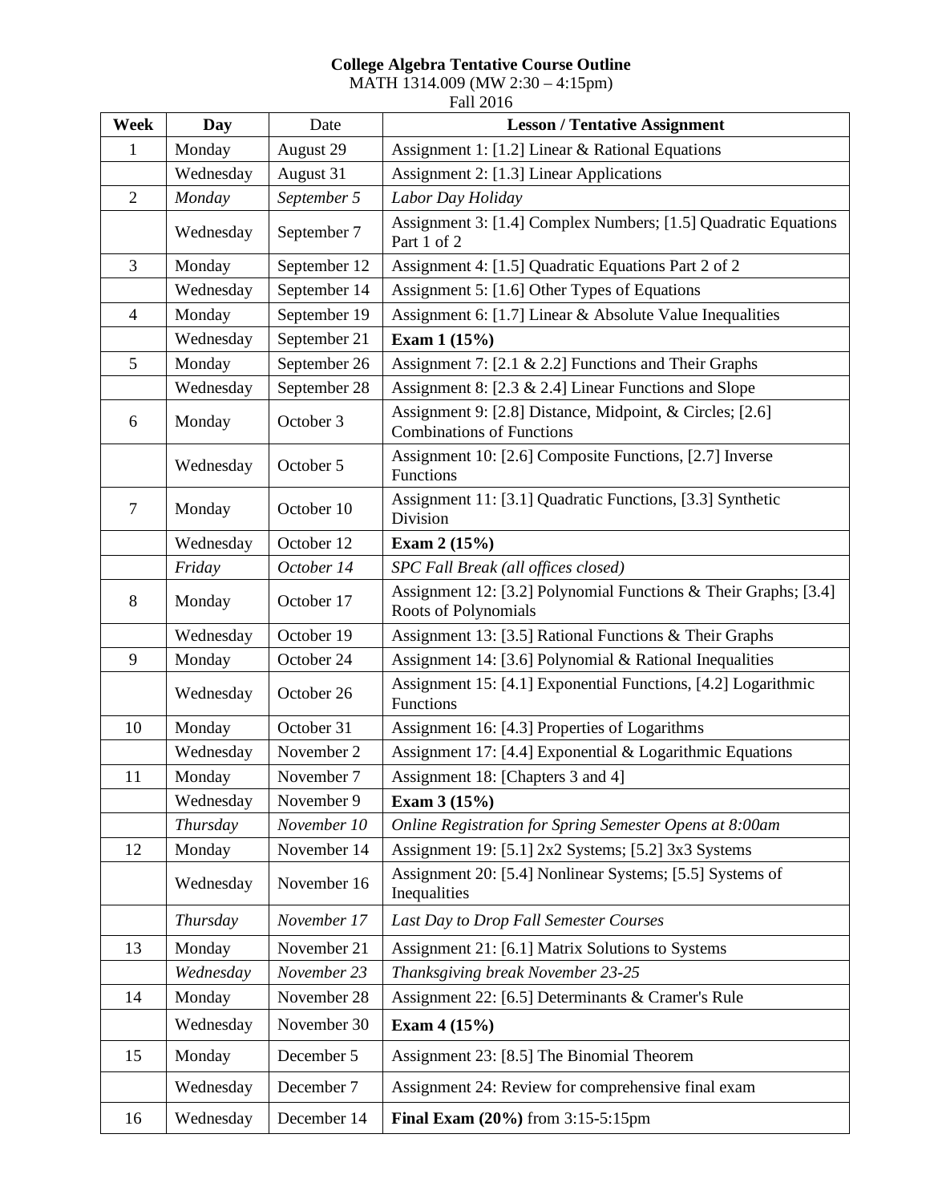**College Algebra Tentative Course Outline**
MATH 1314.009 (MW 2:30 – 4:15pm)
Fall 2016

| **Week** | **Day** | Date | **Lesson / Tentative Assignment** |
|---|---|---|---|
| 1 | Monday | August 29 | Assignment 1: [1.2] Linear & Rational Equations |
| | Wednesday | August 31 | Assignment 2: [1.3] Linear Applications |
| 2 | *Monday* | *September 5* | *Labor Day Holiday* |
| | Wednesday | September 7 | Assignment 3: [1.4] Complex Numbers; [1.5] Quadratic Equations Part 1 of 2 |
| 3 | Monday | September 12 | Assignment 4: [1.5] Quadratic Equations Part 2 of 2 |
| | Wednesday | September 14 | Assignment 5: [1.6] Other Types of Equations |
| 4 | Monday | September 19 | Assignment 6: [1.7] Linear & Absolute Value Inequalities |
| | Wednesday | September 21 | **Exam 1 (15%)** |
| 5 | Monday | September 26 | Assignment 7: [2.1 & 2.2] Functions and Their Graphs |
| | Wednesday | September 28 | Assignment 8: [2.3 & 2.4] Linear Functions and Slope |
| 6 | Monday | October 3 | Assignment 9: [2.8] Distance, Midpoint, & Circles; [2.6] Combinations of Functions |
| | Wednesday | October 5 | Assignment 10: [2.6] Composite Functions, [2.7] Inverse Functions |
| 7 | Monday | October 10 | Assignment 11: [3.1] Quadratic Functions, [3.3] Synthetic Division |
| | Wednesday | October 12 | **Exam 2 (15%)** |
| | *Friday* | *October 14* | *SPC Fall Break (all offices closed)* |
| 8 | Monday | October 17 | Assignment 12: [3.2] Polynomial Functions & Their Graphs; [3.4] Roots of Polynomials |
| | Wednesday | October 19 | Assignment 13: [3.5] Rational Functions & Their Graphs |
| 9 | Monday | October 24 | Assignment 14: [3.6] Polynomial & Rational Inequalities |
| | Wednesday | October 26 | Assignment 15: [4.1] Exponential Functions, [4.2] Logarithmic Functions |
| 10 | Monday | October 31 | Assignment 16: [4.3] Properties of Logarithms |
| | Wednesday | November 2 | Assignment 17: [4.4] Exponential & Logarithmic Equations |
| 11 | Monday | November 7 | Assignment 18: [Chapters 3 and 4] |
| | Wednesday | November 9 | **Exam 3 (15%)** |
| | *Thursday* | *November 10* | *Online Registration for Spring Semester Opens at 8:00am* |
| 12 | Monday | November 14 | Assignment 19: [5.1] 2x2 Systems; [5.2] 3x3 Systems |
| | Wednesday | November 16 | Assignment 20: [5.4] Nonlinear Systems; [5.5] Systems of Inequalities |
| | *Thursday* | *November 17* | *Last Day to Drop Fall Semester Courses* |
| 13 | Monday | November 21 | Assignment 21: [6.1] Matrix Solutions to Systems |
| | *Wednesday* | *November 23* | *Thanksgiving break November 23-25* |
| 14 | Monday | November 28 | Assignment 22: [6.5] Determinants & Cramer's Rule |
| | Wednesday | November 30 | **Exam 4 (15%)** |
| 15 | Monday | December 5 | Assignment 23: [8.5] The Binomial Theorem |
| | Wednesday | December 7 | Assignment 24: Review for comprehensive final exam |
| 16 | Wednesday | December 14 | **Final Exam (20%)** from 3:15-5:15pm |